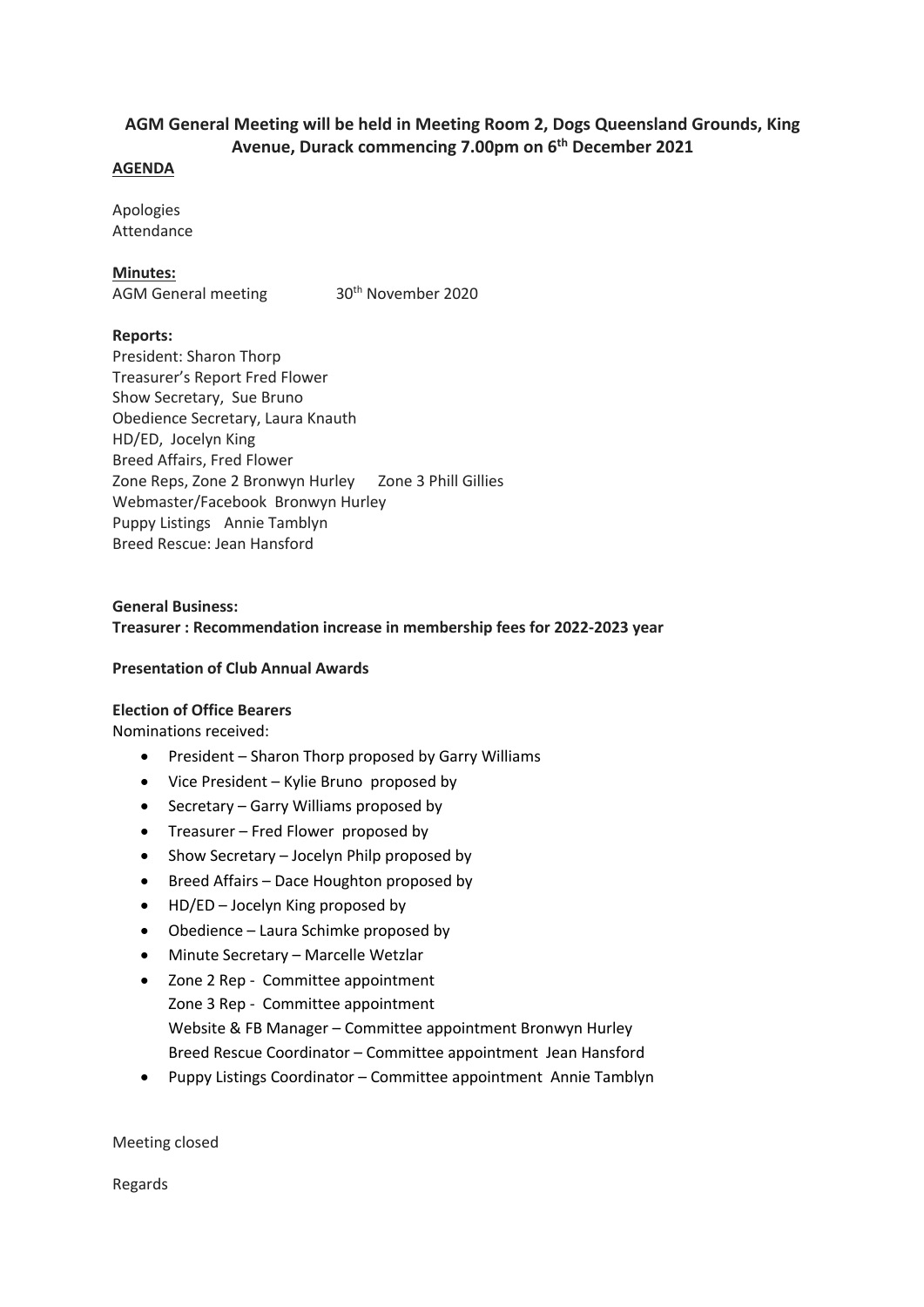**AGM General Meeting will be held in Meeting Room 2, Dogs Queensland Grounds, King Avenue, Durack commencing 7.00pm on 6th December 2021**

**AGENDA**

Apologies
Attendance

**Minutes:**
AGM General meeting 30th November 2020

**Reports:**
President: Sharon Thorp
Treasurer's Report Fred Flower
Show Secretary, Sue Bruno
Obedience Secretary, Laura Knauth
HD/ED, Jocelyn King
Breed Affairs, Fred Flower
Zone Reps, Zone 2 Bronwyn Hurley Zone 3 Phill Gillies
Webmaster/Facebook Bronwyn Hurley
Puppy Listings Annie Tamblyn
Breed Rescue: Jean Hansford

**General Business:**
**Treasurer : Recommendation increase in membership fees for 2022-2023 year**

**Presentation of Club Annual Awards**

**Election of Office Bearers**
Nominations received:

- President – Sharon Thorp proposed by Garry Williams
- Vice President – Kylie Bruno proposed by
- Secretary – Garry Williams proposed by
- Treasurer – Fred Flower proposed by
- Show Secretary – Jocelyn Philp proposed by
- Breed Affairs – Dace Houghton proposed by
- HD/ED – Jocelyn King proposed by
- Obedience – Laura Schimke proposed by
- Minute Secretary – Marcelle Wetzlar
- Zone 2 Rep - Committee appointment
  Zone 3 Rep - Committee appointment
  Website & FB Manager – Committee appointment Bronwyn Hurley
  Breed Rescue Coordinator – Committee appointment Jean Hansford
- Puppy Listings Coordinator – Committee appointment Annie Tamblyn

Meeting closed

Regards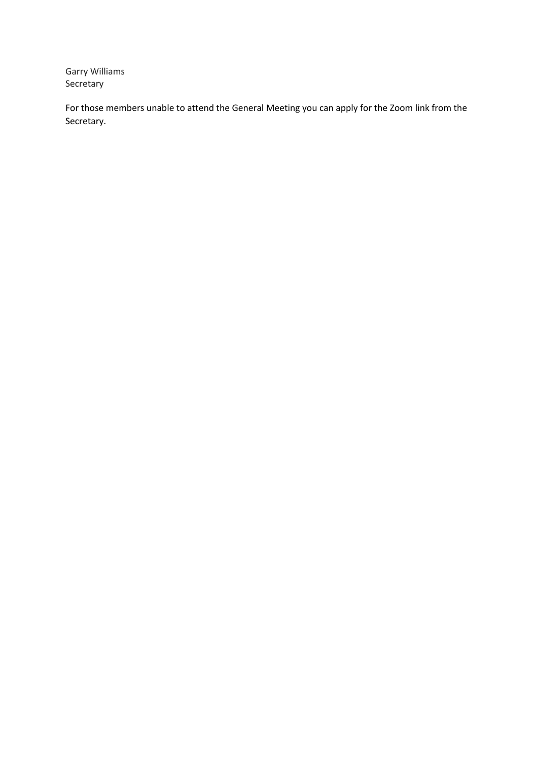Garry Williams
Secretary

For those members unable to attend the General Meeting you can apply for the Zoom link from the Secretary.